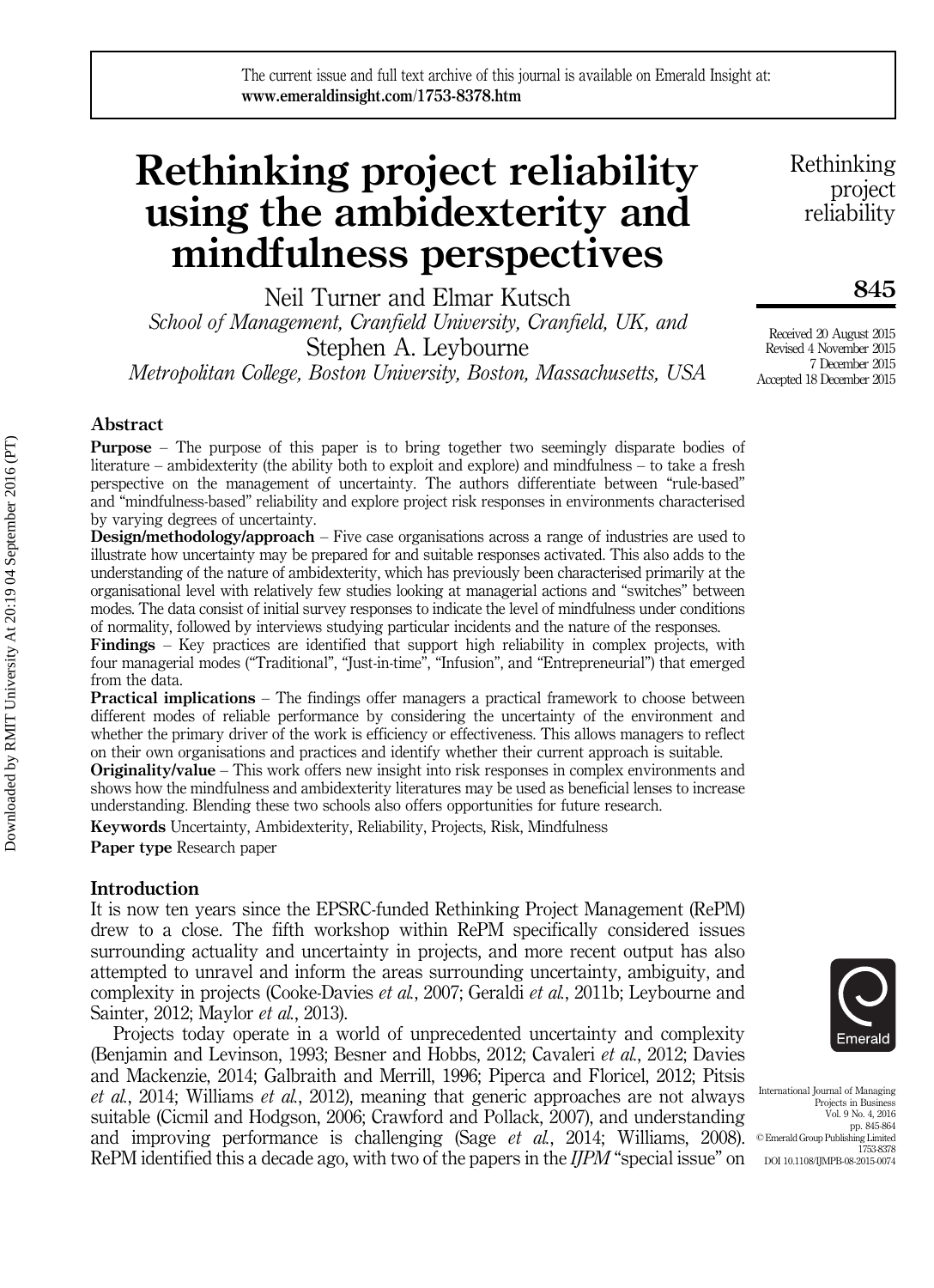# Rethinking project reliability using the ambidexterity and mindfulness perspectives

Neil Turner and Elmar Kutsch
*School of Management, Cranfield University, Cranfield, UK, and*
Stephen A. Leybourne
*Metropolitan College, Boston University, Boston, Massachusetts, USA*

Received 20 August 2015
Revised 4 November 2015
7 December 2015
Accepted 18 December 2015

## Abstract

**Purpose** – The purpose of this paper is to bring together two seemingly disparate bodies of literature – ambidexterity (the ability both to exploit and explore) and mindfulness – to take a fresh perspective on the management of uncertainty. The authors differentiate between "rule-based" and "mindfulness-based" reliability and explore project risk responses in environments characterised by varying degrees of uncertainty.

**Design/methodology/approach** – Five case organisations across a range of industries are used to illustrate how uncertainty may be prepared for and suitable responses activated. This also adds to the understanding of the nature of ambidexterity, which has previously been characterised primarily at the organisational level with relatively few studies looking at managerial actions and "switches" between modes. The data consist of initial survey responses to indicate the level of mindfulness under conditions of normality, followed by interviews studying particular incidents and the nature of the responses.

**Findings** – Key practices are identified that support high reliability in complex projects, with four managerial modes ("Traditional", "Just-in-time", "Infusion", and "Entrepreneurial") that emerged from the data.

**Practical implications** – The findings offer managers a practical framework to choose between different modes of reliable performance by considering the uncertainty of the environment and whether the primary driver of the work is efficiency or effectiveness. This allows managers to reflect on their own organisations and practices and identify whether their current approach is suitable.

**Originality/value** – This work offers new insight into risk responses in complex environments and shows how the mindfulness and ambidexterity literatures may be used as beneficial lenses to increase understanding. Blending these two schools also offers opportunities for future research.

**Keywords** Uncertainty, Ambidexterity, Reliability, Projects, Risk, Mindfulness

**Paper type** Research paper

## Introduction

It is now ten years since the EPSRC-funded Rethinking Project Management (RePM) drew to a close. The fifth workshop within RePM specifically considered issues surrounding actuality and uncertainty in projects, and more recent output has also attempted to unravel and inform the areas surrounding uncertainty, ambiguity, and complexity in projects (Cooke-Davies *et al.*, 2007; Geraldi *et al.*, 2011b; Leybourne and Sainter, 2012; Maylor *et al.*, 2013).

Projects today operate in a world of unprecedented uncertainty and complexity (Benjamin and Levinson, 1993; Besner and Hobbs, 2012; Cavaleri *et al.*, 2012; Davies and Mackenzie, 2014; Galbraith and Merrill, 1996; Piperca and Floricel, 2012; Pitsis *et al.*, 2014; Williams *et al.*, 2012), meaning that generic approaches are not always suitable (Cicmil and Hodgson, 2006; Crawford and Pollack, 2007), and understanding and improving performance is challenging (Sage *et al.*, 2014; Williams, 2008). RePM identified this a decade ago, with two of the papers in the *IJPM* "special issue" on

International Journal of Managing Projects in Business
Vol. 9 No. 4, 2016
pp. 845-864
© Emerald Group Publishing Limited
1753-8378
DOI 10.1108/IJMPB-08-2015-0074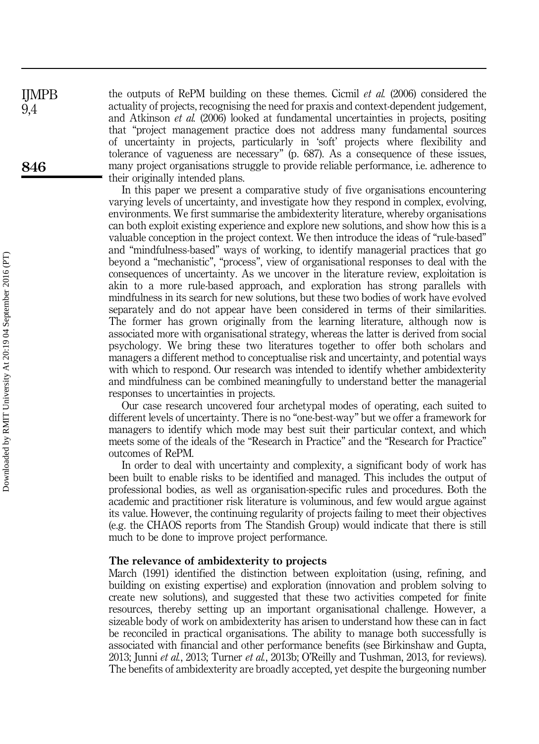the outputs of RePM building on these themes. Cicmil *et al.* (2006) considered the actuality of projects, recognising the need for praxis and context-dependent judgement, and Atkinson *et al.* (2006) looked at fundamental uncertainties in projects, positing that "project management practice does not address many fundamental sources of uncertainty in projects, particularly in 'soft' projects where flexibility and tolerance of vagueness are necessary" (p. 687). As a consequence of these issues, many project organisations struggle to provide reliable performance, i.e. adherence to their originally intended plans.

In this paper we present a comparative study of five organisations encountering varying levels of uncertainty, and investigate how they respond in complex, evolving, environments. We first summarise the ambidexterity literature, whereby organisations can both exploit existing experience and explore new solutions, and show how this is a valuable conception in the project context. We then introduce the ideas of "rule-based" and "mindfulness-based" ways of working, to identify managerial practices that go beyond a "mechanistic", "process", view of organisational responses to deal with the consequences of uncertainty. As we uncover in the literature review, exploitation is akin to a more rule-based approach, and exploration has strong parallels with mindfulness in its search for new solutions, but these two bodies of work have evolved separately and do not appear have been considered in terms of their similarities. The former has grown originally from the learning literature, although now is associated more with organisational strategy, whereas the latter is derived from social psychology. We bring these two literatures together to offer both scholars and managers a different method to conceptualise risk and uncertainty, and potential ways with which to respond. Our research was intended to identify whether ambidexterity and mindfulness can be combined meaningfully to understand better the managerial responses to uncertainties in projects.

Our case research uncovered four archetypal modes of operating, each suited to different levels of uncertainty. There is no "one-best-way" but we offer a framework for managers to identify which mode may best suit their particular context, and which meets some of the ideals of the "Research in Practice" and the "Research for Practice" outcomes of RePM.

In order to deal with uncertainty and complexity, a significant body of work has been built to enable risks to be identified and managed. This includes the output of professional bodies, as well as organisation-specific rules and procedures. Both the academic and practitioner risk literature is voluminous, and few would argue against its value. However, the continuing regularity of projects failing to meet their objectives (e.g. the CHAOS reports from The Standish Group) would indicate that there is still much to be done to improve project performance.

## The relevance of ambidexterity to projects

March (1991) identified the distinction between exploitation (using, refining, and building on existing expertise) and exploration (innovation and problem solving to create new solutions), and suggested that these two activities competed for finite resources, thereby setting up an important organisational challenge. However, a sizeable body of work on ambidexterity has arisen to understand how these can in fact be reconciled in practical organisations. The ability to manage both successfully is associated with financial and other performance benefits (see Birkinshaw and Gupta, 2013; Junni *et al.*, 2013; Turner *et al.*, 2013b; O'Reilly and Tushman, 2013, for reviews). The benefits of ambidexterity are broadly accepted, yet despite the burgeoning number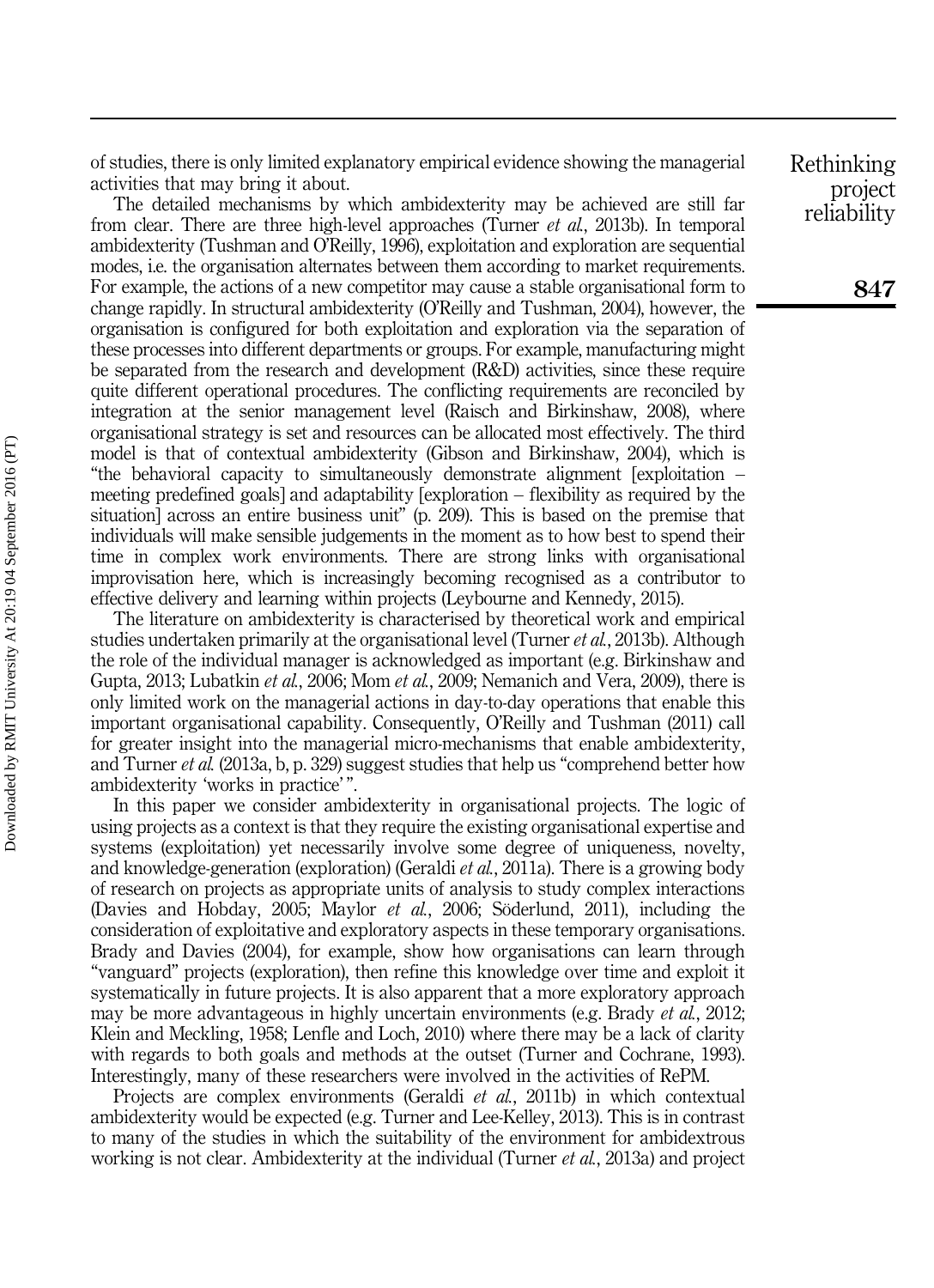of studies, there is only limited explanatory empirical evidence showing the managerial activities that may bring it about.

The detailed mechanisms by which ambidexterity may be achieved are still far from clear. There are three high-level approaches (Turner *et al.*, 2013b). In temporal ambidexterity (Tushman and O'Reilly, 1996), exploitation and exploration are sequential modes, i.e. the organisation alternates between them according to market requirements. For example, the actions of a new competitor may cause a stable organisational form to change rapidly. In structural ambidexterity (O'Reilly and Tushman, 2004), however, the organisation is configured for both exploitation and exploration via the separation of these processes into different departments or groups. For example, manufacturing might be separated from the research and development (R&D) activities, since these require quite different operational procedures. The conflicting requirements are reconciled by integration at the senior management level (Raisch and Birkinshaw, 2008), where organisational strategy is set and resources can be allocated most effectively. The third model is that of contextual ambidexterity (Gibson and Birkinshaw, 2004), which is "the behavioral capacity to simultaneously demonstrate alignment [exploitation – meeting predefined goals] and adaptability [exploration – flexibility as required by the situation] across an entire business unit" (p. 209). This is based on the premise that individuals will make sensible judgements in the moment as to how best to spend their time in complex work environments. There are strong links with organisational improvisation here, which is increasingly becoming recognised as a contributor to effective delivery and learning within projects (Leybourne and Kennedy, 2015).

The literature on ambidexterity is characterised by theoretical work and empirical studies undertaken primarily at the organisational level (Turner *et al.*, 2013b). Although the role of the individual manager is acknowledged as important (e.g. Birkinshaw and Gupta, 2013; Lubatkin *et al.*, 2006; Mom *et al.*, 2009; Nemanich and Vera, 2009), there is only limited work on the managerial actions in day-to-day operations that enable this important organisational capability. Consequently, O'Reilly and Tushman (2011) call for greater insight into the managerial micro-mechanisms that enable ambidexterity, and Turner *et al.* (2013a, b, p. 329) suggest studies that help us "comprehend better how ambidexterity 'works in practice' ".

In this paper we consider ambidexterity in organisational projects. The logic of using projects as a context is that they require the existing organisational expertise and systems (exploitation) yet necessarily involve some degree of uniqueness, novelty, and knowledge-generation (exploration) (Geraldi *et al.*, 2011a). There is a growing body of research on projects as appropriate units of analysis to study complex interactions (Davies and Hobday, 2005; Maylor *et al.*, 2006; Söderlund, 2011), including the consideration of exploitative and exploratory aspects in these temporary organisations. Brady and Davies (2004), for example, show how organisations can learn through "vanguard" projects (exploration), then refine this knowledge over time and exploit it systematically in future projects. It is also apparent that a more exploratory approach may be more advantageous in highly uncertain environments (e.g. Brady *et al.*, 2012; Klein and Meckling, 1958; Lenfle and Loch, 2010) where there may be a lack of clarity with regards to both goals and methods at the outset (Turner and Cochrane, 1993). Interestingly, many of these researchers were involved in the activities of RePM.

Projects are complex environments (Geraldi *et al.*, 2011b) in which contextual ambidexterity would be expected (e.g. Turner and Lee-Kelley, 2013). This is in contrast to many of the studies in which the suitability of the environment for ambidextrous working is not clear. Ambidexterity at the individual (Turner *et al.*, 2013a) and project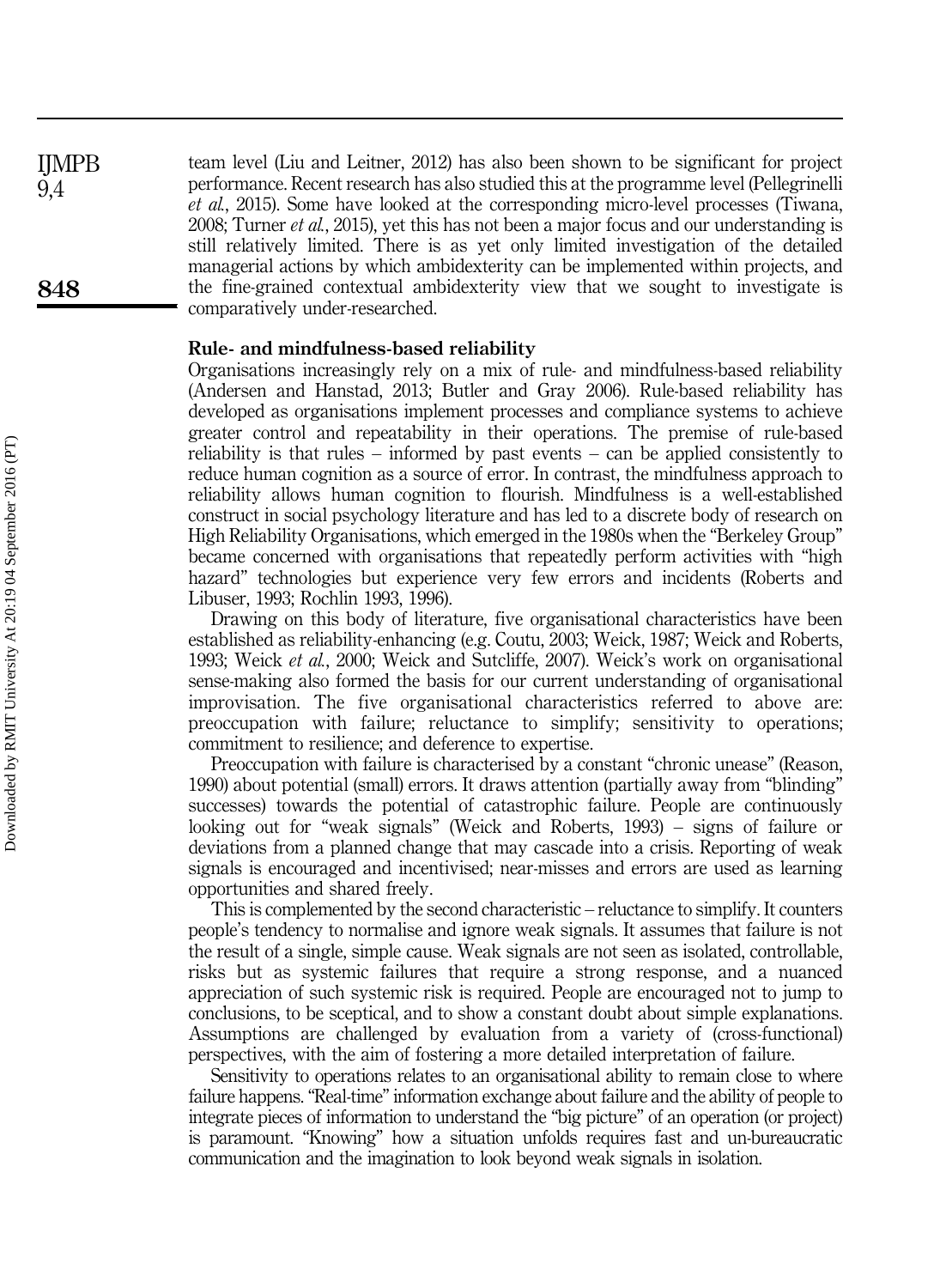team level (Liu and Leitner, 2012) has also been shown to be significant for project performance. Recent research has also studied this at the programme level (Pellegrinelli *et al.*, 2015). Some have looked at the corresponding micro-level processes (Tiwana, 2008; Turner *et al.*, 2015), yet this has not been a major focus and our understanding is still relatively limited. There is as yet only limited investigation of the detailed managerial actions by which ambidexterity can be implemented within projects, and the fine-grained contextual ambidexterity view that we sought to investigate is comparatively under-researched.

### Rule- and mindfulness-based reliability

Organisations increasingly rely on a mix of rule- and mindfulness-based reliability (Andersen and Hanstad, 2013; Butler and Gray 2006). Rule-based reliability has developed as organisations implement processes and compliance systems to achieve greater control and repeatability in their operations. The premise of rule-based reliability is that rules – informed by past events – can be applied consistently to reduce human cognition as a source of error. In contrast, the mindfulness approach to reliability allows human cognition to flourish. Mindfulness is a well-established construct in social psychology literature and has led to a discrete body of research on High Reliability Organisations, which emerged in the 1980s when the "Berkeley Group" became concerned with organisations that repeatedly perform activities with "high hazard" technologies but experience very few errors and incidents (Roberts and Libuser, 1993; Rochlin 1993, 1996).

Drawing on this body of literature, five organisational characteristics have been established as reliability-enhancing (e.g. Coutu, 2003; Weick, 1987; Weick and Roberts, 1993; Weick *et al.*, 2000; Weick and Sutcliffe, 2007). Weick's work on organisational sense-making also formed the basis for our current understanding of organisational improvisation. The five organisational characteristics referred to above are: preoccupation with failure; reluctance to simplify; sensitivity to operations; commitment to resilience; and deference to expertise.

Preoccupation with failure is characterised by a constant "chronic unease" (Reason, 1990) about potential (small) errors. It draws attention (partially away from "blinding" successes) towards the potential of catastrophic failure. People are continuously looking out for "weak signals" (Weick and Roberts, 1993) – signs of failure or deviations from a planned change that may cascade into a crisis. Reporting of weak signals is encouraged and incentivised; near-misses and errors are used as learning opportunities and shared freely.

This is complemented by the second characteristic – reluctance to simplify. It counters people's tendency to normalise and ignore weak signals. It assumes that failure is not the result of a single, simple cause. Weak signals are not seen as isolated, controllable, risks but as systemic failures that require a strong response, and a nuanced appreciation of such systemic risk is required. People are encouraged not to jump to conclusions, to be sceptical, and to show a constant doubt about simple explanations. Assumptions are challenged by evaluation from a variety of (cross-functional) perspectives, with the aim of fostering a more detailed interpretation of failure.

Sensitivity to operations relates to an organisational ability to remain close to where failure happens. "Real-time" information exchange about failure and the ability of people to integrate pieces of information to understand the "big picture" of an operation (or project) is paramount. "Knowing" how a situation unfolds requires fast and un-bureaucratic communication and the imagination to look beyond weak signals in isolation.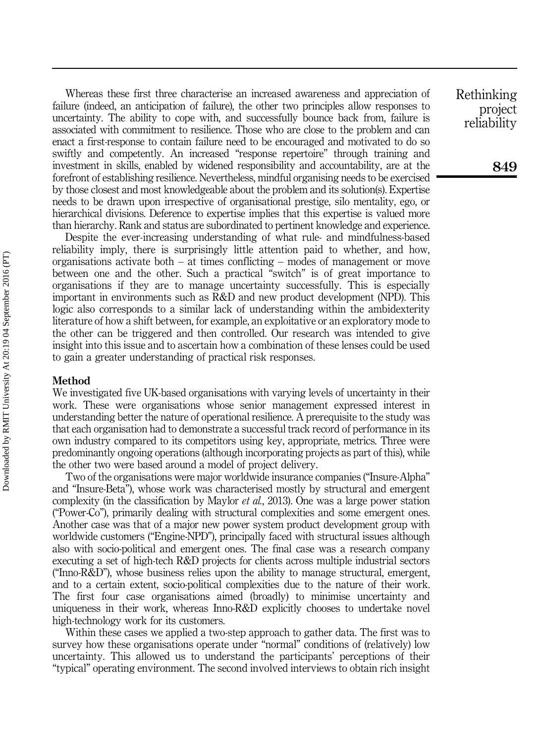Whereas these first three characterise an increased awareness and appreciation of failure (indeed, an anticipation of failure), the other two principles allow responses to uncertainty. The ability to cope with, and successfully bounce back from, failure is associated with commitment to resilience. Those who are close to the problem and can enact a first-response to contain failure need to be encouraged and motivated to do so swiftly and competently. An increased "response repertoire" through training and investment in skills, enabled by widened responsibility and accountability, are at the forefront of establishing resilience. Nevertheless, mindful organising needs to be exercised by those closest and most knowledgeable about the problem and its solution(s). Expertise needs to be drawn upon irrespective of organisational prestige, silo mentality, ego, or hierarchical divisions. Deference to expertise implies that this expertise is valued more than hierarchy. Rank and status are subordinated to pertinent knowledge and experience.

Despite the ever-increasing understanding of what rule- and mindfulness-based reliability imply, there is surprisingly little attention paid to whether, and how, organisations activate both – at times conflicting – modes of management or move between one and the other. Such a practical "switch" is of great importance to organisations if they are to manage uncertainty successfully. This is especially important in environments such as R&D and new product development (NPD). This logic also corresponds to a similar lack of understanding within the ambidexterity literature of how a shift between, for example, an exploitative or an exploratory mode to the other can be triggered and then controlled. Our research was intended to give insight into this issue and to ascertain how a combination of these lenses could be used to gain a greater understanding of practical risk responses.

## Method

We investigated five UK-based organisations with varying levels of uncertainty in their work. These were organisations whose senior management expressed interest in understanding better the nature of operational resilience. A prerequisite to the study was that each organisation had to demonstrate a successful track record of performance in its own industry compared to its competitors using key, appropriate, metrics. Three were predominantly ongoing operations (although incorporating projects as part of this), while the other two were based around a model of project delivery.

Two of the organisations were major worldwide insurance companies ("Insure-Alpha" and "Insure-Beta"), whose work was characterised mostly by structural and emergent complexity (in the classification by Maylor *et al.*, 2013). One was a large power station ("Power-Co"), primarily dealing with structural complexities and some emergent ones. Another case was that of a major new power system product development group with worldwide customers ("Engine-NPD"), principally faced with structural issues although also with socio-political and emergent ones. The final case was a research company executing a set of high-tech R&D projects for clients across multiple industrial sectors ("Inno-R&D"), whose business relies upon the ability to manage structural, emergent, and to a certain extent, socio-political complexities due to the nature of their work. The first four case organisations aimed (broadly) to minimise uncertainty and uniqueness in their work, whereas Inno-R&D explicitly chooses to undertake novel high-technology work for its customers.

Within these cases we applied a two-step approach to gather data. The first was to survey how these organisations operate under "normal" conditions of (relatively) low uncertainty. This allowed us to understand the participants' perceptions of their "typical" operating environment. The second involved interviews to obtain rich insight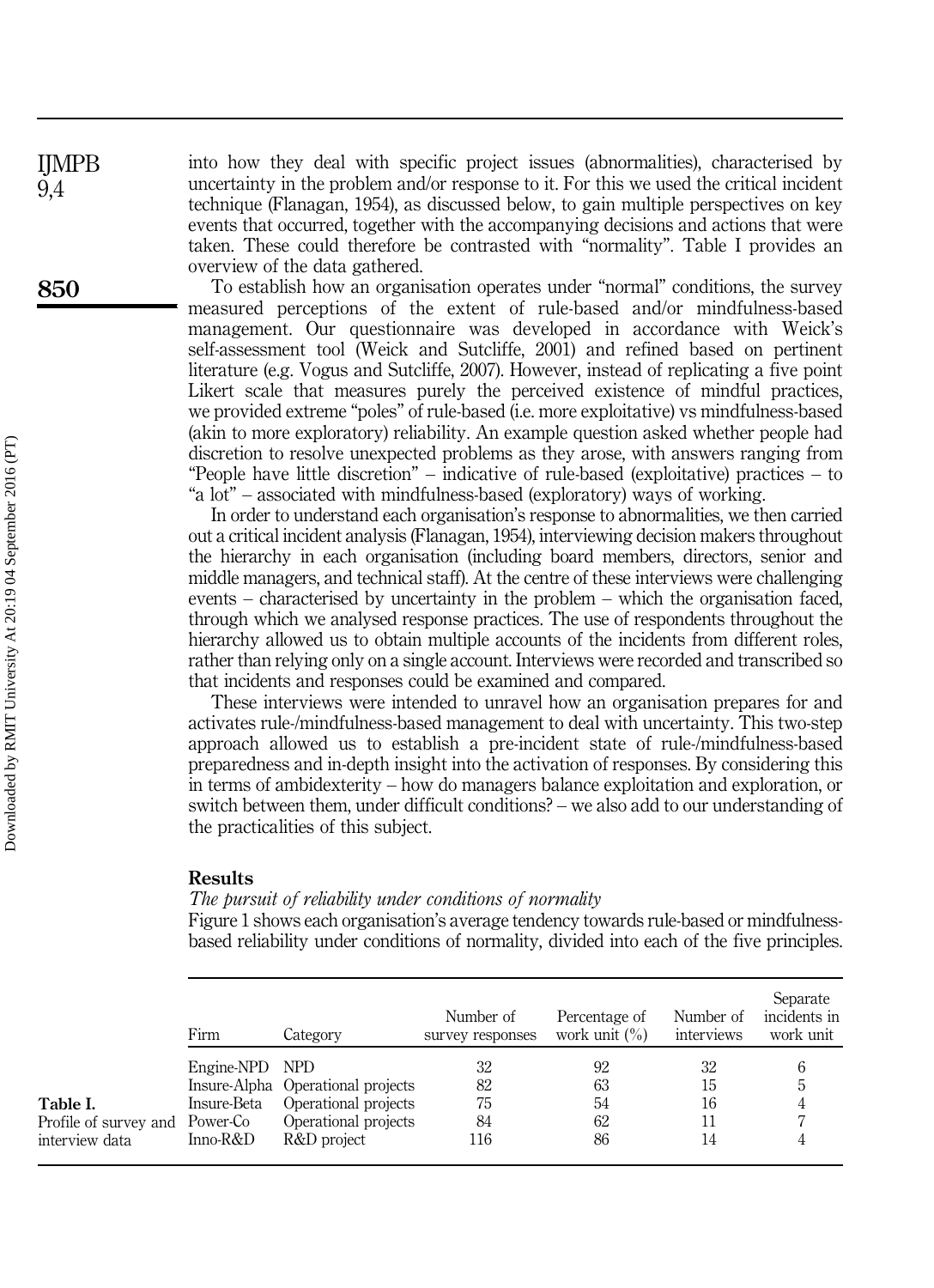into how they deal with specific project issues (abnormalities), characterised by uncertainty in the problem and/or response to it. For this we used the critical incident technique (Flanagan, 1954), as discussed below, to gain multiple perspectives on key events that occurred, together with the accompanying decisions and actions that were taken. These could therefore be contrasted with "normality". Table I provides an overview of the data gathered.

To establish how an organisation operates under "normal" conditions, the survey measured perceptions of the extent of rule-based and/or mindfulness-based management. Our questionnaire was developed in accordance with Weick's self-assessment tool (Weick and Sutcliffe, 2001) and refined based on pertinent literature (e.g. Vogus and Sutcliffe, 2007). However, instead of replicating a five point Likert scale that measures purely the perceived existence of mindful practices, we provided extreme "poles" of rule-based (i.e. more exploitative) vs mindfulness-based (akin to more exploratory) reliability. An example question asked whether people had discretion to resolve unexpected problems as they arose, with answers ranging from "People have little discretion" – indicative of rule-based (exploitative) practices – to "a lot" – associated with mindfulness-based (exploratory) ways of working.

In order to understand each organisation's response to abnormalities, we then carried out a critical incident analysis (Flanagan, 1954), interviewing decision makers throughout the hierarchy in each organisation (including board members, directors, senior and middle managers, and technical staff). At the centre of these interviews were challenging events – characterised by uncertainty in the problem – which the organisation faced, through which we analysed response practices. The use of respondents throughout the hierarchy allowed us to obtain multiple accounts of the incidents from different roles, rather than relying only on a single account. Interviews were recorded and transcribed so that incidents and responses could be examined and compared.

These interviews were intended to unravel how an organisation prepares for and activates rule-/mindfulness-based management to deal with uncertainty. This two-step approach allowed us to establish a pre-incident state of rule-/mindfulness-based preparedness and in-depth insight into the activation of responses. By considering this in terms of ambidexterity – how do managers balance exploitation and exploration, or switch between them, under difficult conditions? – we also add to our understanding of the practicalities of this subject.

## Results

*The pursuit of reliability under conditions of normality*

Figure 1 shows each organisation's average tendency towards rule-based or mindfulness-based reliability under conditions of normality, divided into each of the five principles.

**Table I.** Profile of survey and interview data

| Firm | Category | Number of survey responses | Percentage of work unit (%) | Number of interviews | Separate incidents in work unit |
|---|---|---|---|---|---|
| Engine-NPD | NPD | 32 | 92 | 32 | 6 |
| Insure-Alpha | Operational projects | 82 | 63 | 15 | 5 |
| Insure-Beta | Operational projects | 75 | 54 | 16 | 4 |
| Power-Co | Operational projects | 84 | 62 | 11 | 7 |
| Inno-R&D | R&D project | 116 | 86 | 14 | 4 |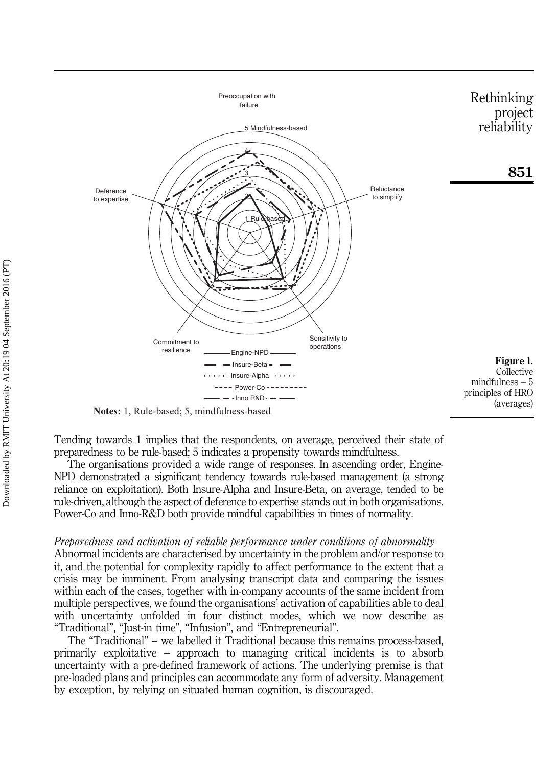Figure 1. Collective mindfulness – 5 principles of HRO (averages)

**Notes:** 1, Rule-based; 5, mindfulness-based

Tending towards 1 implies that the respondents, on average, perceived their state of preparedness to be rule-based; 5 indicates a propensity towards mindfulness.

The organisations provided a wide range of responses. In ascending order, Engine-NPD demonstrated a significant tendency towards rule-based management (a strong reliance on exploitation). Both Insure-Alpha and Insure-Beta, on average, tended to be rule-driven, although the aspect of deference to expertise stands out in both organisations. Power-Co and Inno-R&D both provide mindful capabilities in times of normality.

*Preparedness and activation of reliable performance under conditions of abnormality*

Abnormal incidents are characterised by uncertainty in the problem and/or response to it, and the potential for complexity rapidly to affect performance to the extent that a crisis may be imminent. From analysing transcript data and comparing the issues within each of the cases, together with in-company accounts of the same incident from multiple perspectives, we found the organisations' activation of capabilities able to deal with uncertainty unfolded in four distinct modes, which we now describe as "Traditional", "Just-in time", "Infusion", and "Entrepreneurial".

The "Traditional" – we labelled it Traditional because this remains process-based, primarily exploitative – approach to managing critical incidents is to absorb uncertainty with a pre-defined framework of actions. The underlying premise is that pre-loaded plans and principles can accommodate any form of adversity. Management by exception, by relying on situated human cognition, is discouraged.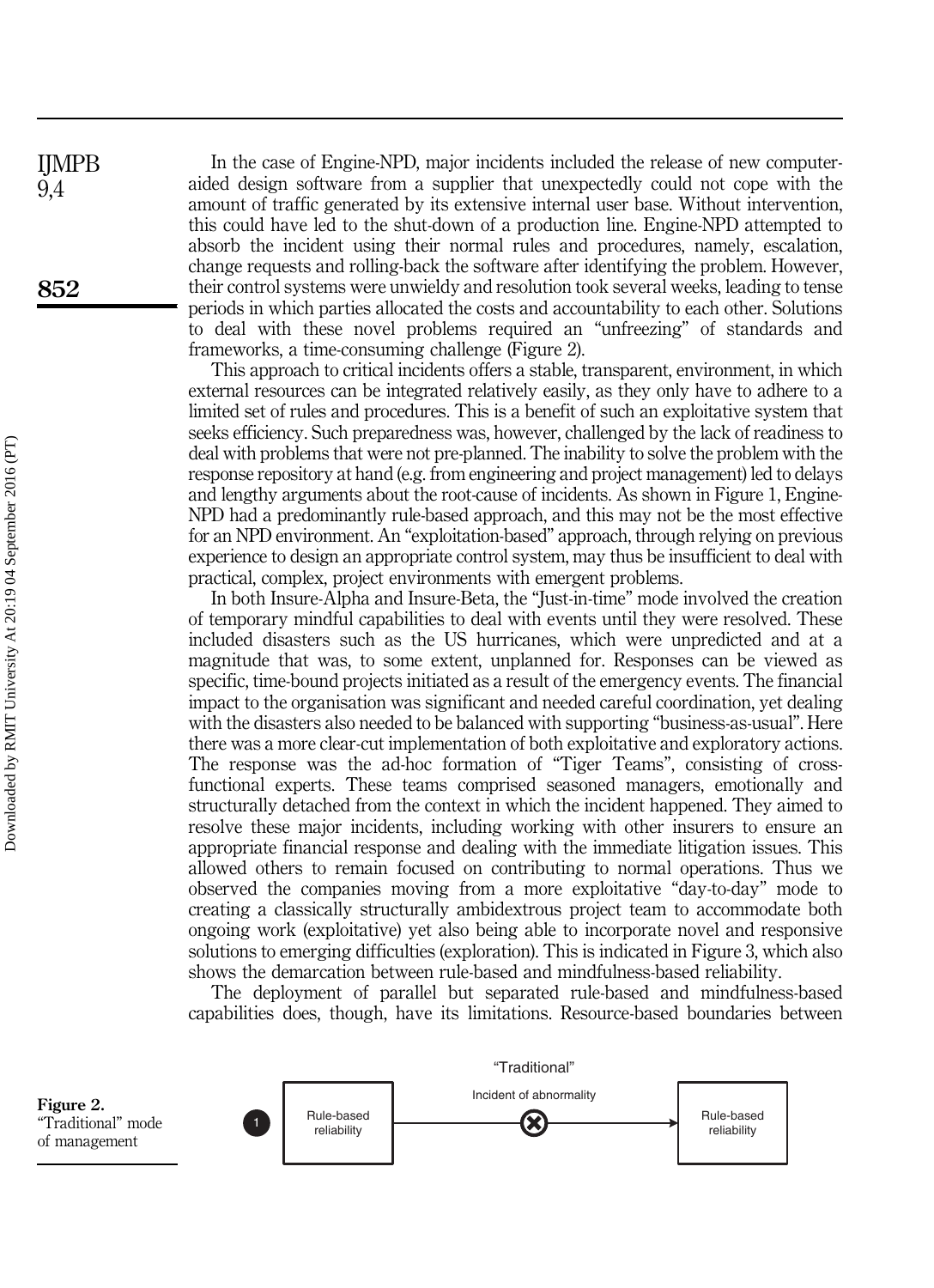In the case of Engine-NPD, major incidents included the release of new computer-aided design software from a supplier that unexpectedly could not cope with the amount of traffic generated by its extensive internal user base. Without intervention, this could have led to the shut-down of a production line. Engine-NPD attempted to absorb the incident using their normal rules and procedures, namely, escalation, change requests and rolling-back the software after identifying the problem. However, their control systems were unwieldy and resolution took several weeks, leading to tense periods in which parties allocated the costs and accountability to each other. Solutions to deal with these novel problems required an "unfreezing" of standards and frameworks, a time-consuming challenge (Figure 2).

This approach to critical incidents offers a stable, transparent, environment, in which external resources can be integrated relatively easily, as they only have to adhere to a limited set of rules and procedures. This is a benefit of such an exploitative system that seeks efficiency. Such preparedness was, however, challenged by the lack of readiness to deal with problems that were not pre-planned. The inability to solve the problem with the response repository at hand (e.g. from engineering and project management) led to delays and lengthy arguments about the root-cause of incidents. As shown in Figure 1, Engine-NPD had a predominantly rule-based approach, and this may not be the most effective for an NPD environment. An "exploitation-based" approach, through relying on previous experience to design an appropriate control system, may thus be insufficient to deal with practical, complex, project environments with emergent problems.

In both Insure-Alpha and Insure-Beta, the "Just-in-time" mode involved the creation of temporary mindful capabilities to deal with events until they were resolved. These included disasters such as the US hurricanes, which were unpredicted and at a magnitude that was, to some extent, unplanned for. Responses can be viewed as specific, time-bound projects initiated as a result of the emergency events. The financial impact to the organisation was significant and needed careful coordination, yet dealing with the disasters also needed to be balanced with supporting "business-as-usual". Here there was a more clear-cut implementation of both exploitative and exploratory actions. The response was the ad-hoc formation of "Tiger Teams", consisting of cross-functional experts. These teams comprised seasoned managers, emotionally and structurally detached from the context in which the incident happened. They aimed to resolve these major incidents, including working with other insurers to ensure an appropriate financial response and dealing with the immediate litigation issues. This allowed others to remain focused on contributing to normal operations. Thus we observed the companies moving from a more exploitative "day-to-day" mode to creating a classically structurally ambidextrous project team to accommodate both ongoing work (exploitative) yet also being able to incorporate novel and responsive solutions to emerging difficulties (exploration). This is indicated in Figure 3, which also shows the demarcation between rule-based and mindfulness-based reliability.

The deployment of parallel but separated rule-based and mindfulness-based capabilities does, though, have its limitations. Resource-based boundaries between

"Traditional"

1 Rule-based reliability → Incident of abnormality → Rule-based reliability

**Figure 2.** "Traditional" mode of management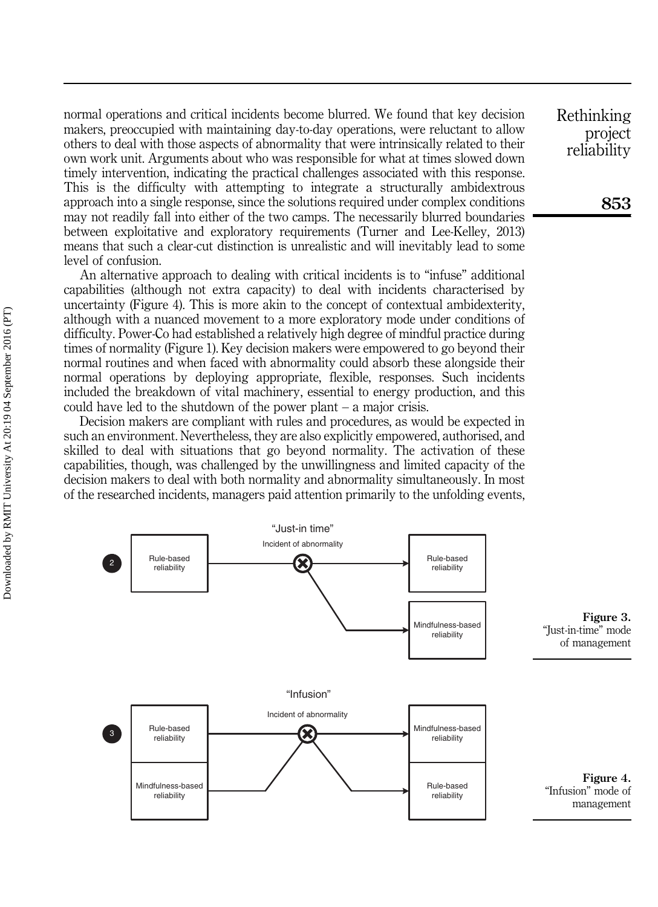normal operations and critical incidents become blurred. We found that key decision makers, preoccupied with maintaining day-to-day operations, were reluctant to allow others to deal with those aspects of abnormality that were intrinsically related to their own work unit. Arguments about who was responsible for what at times slowed down timely intervention, indicating the practical challenges associated with this response. This is the difficulty with attempting to integrate a structurally ambidextrous approach into a single response, since the solutions required under complex conditions may not readily fall into either of the two camps. The necessarily blurred boundaries between exploitative and exploratory requirements (Turner and Lee-Kelley, 2013) means that such a clear-cut distinction is unrealistic and will inevitably lead to some level of confusion.

An alternative approach to dealing with critical incidents is to "infuse" additional capabilities (although not extra capacity) to deal with incidents characterised by uncertainty (Figure 4). This is more akin to the concept of contextual ambidexterity, although with a nuanced movement to a more exploratory mode under conditions of difficulty. Power-Co had established a relatively high degree of mindful practice during times of normality (Figure 1). Key decision makers were empowered to go beyond their normal routines and when faced with abnormality could absorb these alongside their normal operations by deploying appropriate, flexible, responses. Such incidents included the breakdown of vital machinery, essential to energy production, and this could have led to the shutdown of the power plant – a major crisis.

Decision makers are compliant with rules and procedures, as would be expected in such an environment. Nevertheless, they are also explicitly empowered, authorised, and skilled to deal with situations that go beyond normality. The activation of these capabilities, though, was challenged by the unwillingness and limited capacity of the decision makers to deal with both normality and abnormality simultaneously. In most of the researched incidents, managers paid attention primarily to the unfolding events,

"Just-in time"

2 — Rule-based reliability → Incident of abnormality → Rule-based reliability / Mindfulness-based reliability

**Figure 3.** "Just-in-time" mode of management

"Infusion"

3 — Rule-based reliability / Mindfulness-based reliability → Incident of abnormality → Mindfulness-based reliability / Rule-based reliability

**Figure 4.** "Infusion" mode of management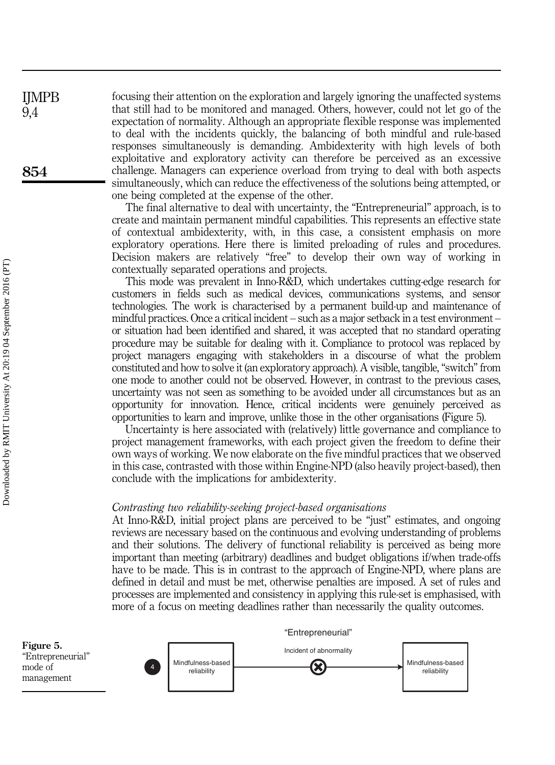focusing their attention on the exploration and largely ignoring the unaffected systems that still had to be monitored and managed. Others, however, could not let go of the expectation of normality. Although an appropriate flexible response was implemented to deal with the incidents quickly, the balancing of both mindful and rule-based responses simultaneously is demanding. Ambidexterity with high levels of both exploitative and exploratory activity can therefore be perceived as an excessive challenge. Managers can experience overload from trying to deal with both aspects simultaneously, which can reduce the effectiveness of the solutions being attempted, or one being completed at the expense of the other.

The final alternative to deal with uncertainty, the "Entrepreneurial" approach, is to create and maintain permanent mindful capabilities. This represents an effective state of contextual ambidexterity, with, in this case, a consistent emphasis on more exploratory operations. Here there is limited preloading of rules and procedures. Decision makers are relatively "free" to develop their own way of working in contextually separated operations and projects.

This mode was prevalent in Inno-R&D, which undertakes cutting-edge research for customers in fields such as medical devices, communications systems, and sensor technologies. The work is characterised by a permanent build-up and maintenance of mindful practices. Once a critical incident – such as a major setback in a test environment – or situation had been identified and shared, it was accepted that no standard operating procedure may be suitable for dealing with it. Compliance to protocol was replaced by project managers engaging with stakeholders in a discourse of what the problem constituted and how to solve it (an exploratory approach). A visible, tangible, "switch" from one mode to another could not be observed. However, in contrast to the previous cases, uncertainty was not seen as something to be avoided under all circumstances but as an opportunity for innovation. Hence, critical incidents were genuinely perceived as opportunities to learn and improve, unlike those in the other organisations (Figure 5).

Uncertainty is here associated with (relatively) little governance and compliance to project management frameworks, with each project given the freedom to define their own ways of working. We now elaborate on the five mindful practices that we observed in this case, contrasted with those within Engine-NPD (also heavily project-based), then conclude with the implications for ambidexterity.

### *Contrasting two reliability-seeking project-based organisations*

At Inno-R&D, initial project plans are perceived to be "just" estimates, and ongoing reviews are necessary based on the continuous and evolving understanding of problems and their solutions. The delivery of functional reliability is perceived as being more important than meeting (arbitrary) deadlines and budget obligations if/when trade-offs have to be made. This is in contrast to the approach of Engine-NPD, where plans are defined in detail and must be met, otherwise penalties are imposed. A set of rules and processes are implemented and consistency in applying this rule-set is emphasised, with more of a focus on meeting deadlines rather than necessarily the quality outcomes.

"Entrepreneurial"

4 | Mindfulness-based reliability → Incident of abnormality → Mindfulness-based reliability

**Figure 5.** "Entrepreneurial" mode of management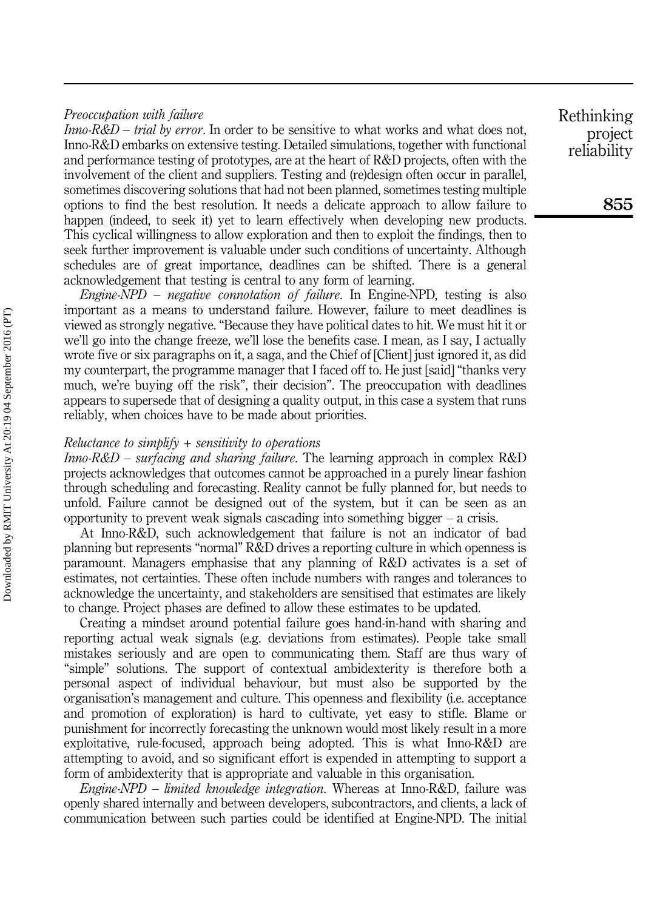*Preoccupation with failure*

*Inno-R&D – trial by error*. In order to be sensitive to what works and what does not, Inno-R&D embarks on extensive testing. Detailed simulations, together with functional and performance testing of prototypes, are at the heart of R&D projects, often with the involvement of the client and suppliers. Testing and (re)design often occur in parallel, sometimes discovering solutions that had not been planned, sometimes testing multiple options to find the best resolution. It needs a delicate approach to allow failure to happen (indeed, to seek it) yet to learn effectively when developing new products. This cyclical willingness to allow exploration and then to exploit the findings, then to seek further improvement is valuable under such conditions of uncertainty. Although schedules are of great importance, deadlines can be shifted. There is a general acknowledgement that testing is central to any form of learning.

*Engine-NPD – negative connotation of failure*. In Engine-NPD, testing is also important as a means to understand failure. However, failure to meet deadlines is viewed as strongly negative. "Because they have political dates to hit. We must hit it or we'll go into the change freeze, we'll lose the benefits case. I mean, as I say, I actually wrote five or six paragraphs on it, a saga, and the Chief of [Client] just ignored it, as did my counterpart, the programme manager that I faced off to. He just [said] "thanks very much, we're buying off the risk", their decision". The preoccupation with deadlines appears to supersede that of designing a quality output, in this case a system that runs reliably, when choices have to be made about priorities.

*Reluctance to simplify + sensitivity to operations*

*Inno-R&D – surfacing and sharing failure*. The learning approach in complex R&D projects acknowledges that outcomes cannot be approached in a purely linear fashion through scheduling and forecasting. Reality cannot be fully planned for, but needs to unfold. Failure cannot be designed out of the system, but it can be seen as an opportunity to prevent weak signals cascading into something bigger – a crisis.

At Inno-R&D, such acknowledgement that failure is not an indicator of bad planning but represents "normal" R&D drives a reporting culture in which openness is paramount. Managers emphasise that any planning of R&D activates is a set of estimates, not certainties. These often include numbers with ranges and tolerances to acknowledge the uncertainty, and stakeholders are sensitised that estimates are likely to change. Project phases are defined to allow these estimates to be updated.

Creating a mindset around potential failure goes hand-in-hand with sharing and reporting actual weak signals (e.g. deviations from estimates). People take small mistakes seriously and are open to communicating them. Staff are thus wary of "simple" solutions. The support of contextual ambidexterity is therefore both a personal aspect of individual behaviour, but must also be supported by the organisation's management and culture. This openness and flexibility (i.e. acceptance and promotion of exploration) is hard to cultivate, yet easy to stifle. Blame or punishment for incorrectly forecasting the unknown would most likely result in a more exploitative, rule-focused, approach being adopted. This is what Inno-R&D are attempting to avoid, and so significant effort is expended in attempting to support a form of ambidexterity that is appropriate and valuable in this organisation.

*Engine-NPD – limited knowledge integration*. Whereas at Inno-R&D, failure was openly shared internally and between developers, subcontractors, and clients, a lack of communication between such parties could be identified at Engine-NPD. The initial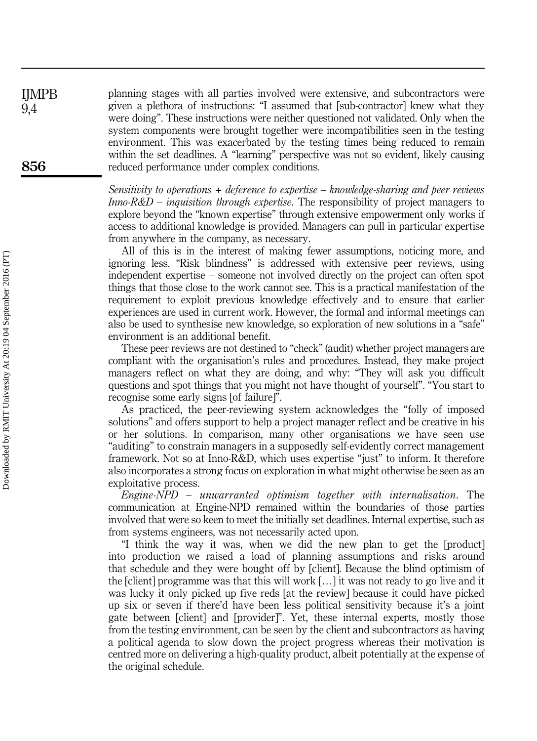planning stages with all parties involved were extensive, and subcontractors were given a plethora of instructions: "I assumed that [sub-contractor] knew what they were doing". These instructions were neither questioned not validated. Only when the system components were brought together were incompatibilities seen in the testing environment. This was exacerbated by the testing times being reduced to remain within the set deadlines. A "learning" perspective was not so evident, likely causing reduced performance under complex conditions.

*Sensitivity to operations + deference to expertise – knowledge-sharing and peer reviews*

*Inno-R&D – inquisition through expertise*. The responsibility of project managers to explore beyond the "known expertise" through extensive empowerment only works if access to additional knowledge is provided. Managers can pull in particular expertise from anywhere in the company, as necessary.

All of this is in the interest of making fewer assumptions, noticing more, and ignoring less. "Risk blindness" is addressed with extensive peer reviews, using independent expertise – someone not involved directly on the project can often spot things that those close to the work cannot see. This is a practical manifestation of the requirement to exploit previous knowledge effectively and to ensure that earlier experiences are used in current work. However, the formal and informal meetings can also be used to synthesise new knowledge, so exploration of new solutions in a "safe" environment is an additional benefit.

These peer reviews are not destined to "check" (audit) whether project managers are compliant with the organisation's rules and procedures. Instead, they make project managers reflect on what they are doing, and why: "They will ask you difficult questions and spot things that you might not have thought of yourself". "You start to recognise some early signs [of failure]".

As practiced, the peer-reviewing system acknowledges the "folly of imposed solutions" and offers support to help a project manager reflect and be creative in his or her solutions. In comparison, many other organisations we have seen use "auditing" to constrain managers in a supposedly self-evidently correct management framework. Not so at Inno-R&D, which uses expertise "just" to inform. It therefore also incorporates a strong focus on exploration in what might otherwise be seen as an exploitative process.

*Engine-NPD – unwarranted optimism together with internalisation*. The communication at Engine-NPD remained within the boundaries of those parties involved that were so keen to meet the initially set deadlines. Internal expertise, such as from systems engineers, was not necessarily acted upon.

"I think the way it was, when we did the new plan to get the [product] into production we raised a load of planning assumptions and risks around that schedule and they were bought off by [client]. Because the blind optimism of the [client] programme was that this will work […] it was not ready to go live and it was lucky it only picked up five reds [at the review] because it could have picked up six or seven if there'd have been less political sensitivity because it's a joint gate between [client] and [provider]". Yet, these internal experts, mostly those from the testing environment, can be seen by the client and subcontractors as having a political agenda to slow down the project progress whereas their motivation is centred more on delivering a high-quality product, albeit potentially at the expense of the original schedule.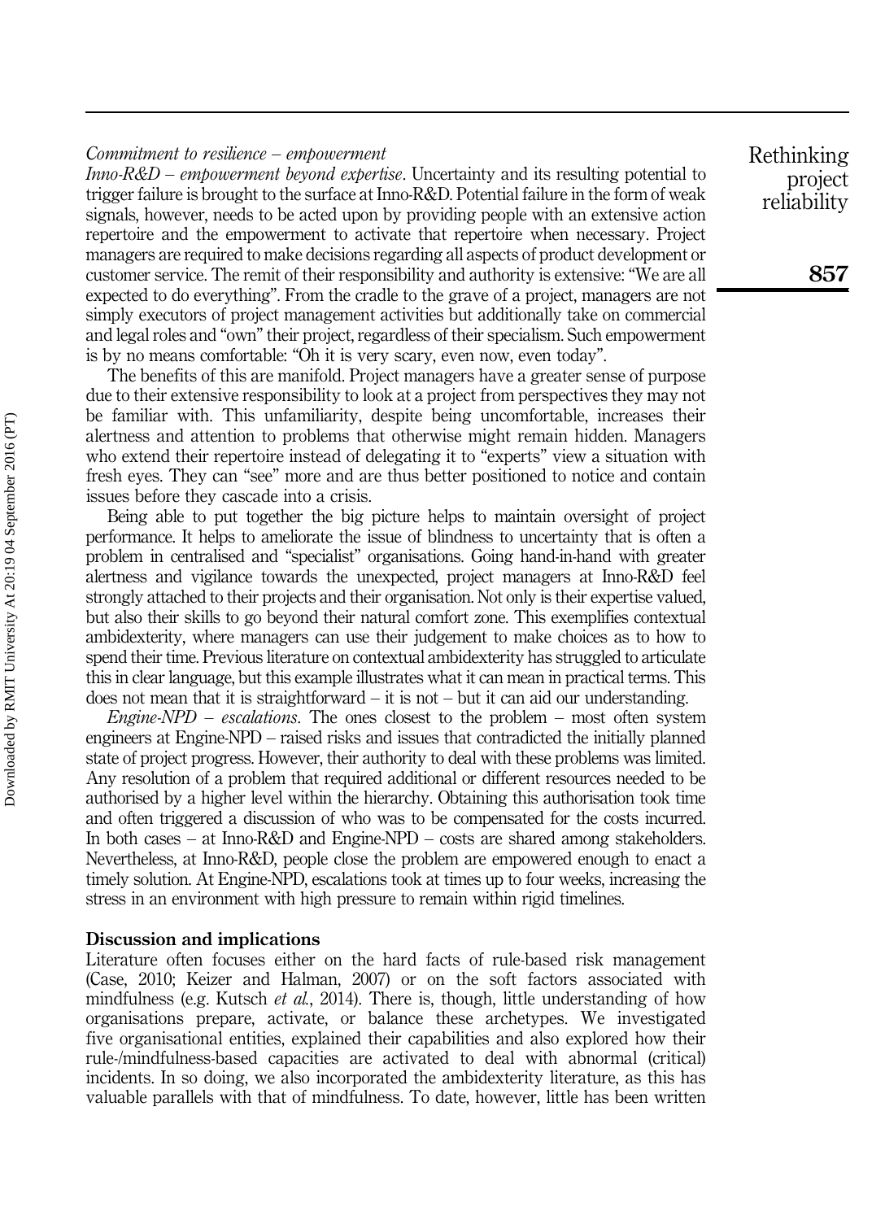*Commitment to resilience – empowerment*

*Inno-R&D – empowerment beyond expertise*. Uncertainty and its resulting potential to trigger failure is brought to the surface at Inno-R&D. Potential failure in the form of weak signals, however, needs to be acted upon by providing people with an extensive action repertoire and the empowerment to activate that repertoire when necessary. Project managers are required to make decisions regarding all aspects of product development or customer service. The remit of their responsibility and authority is extensive: "We are all expected to do everything". From the cradle to the grave of a project, managers are not simply executors of project management activities but additionally take on commercial and legal roles and "own" their project, regardless of their specialism. Such empowerment is by no means comfortable: "Oh it is very scary, even now, even today".

The benefits of this are manifold. Project managers have a greater sense of purpose due to their extensive responsibility to look at a project from perspectives they may not be familiar with. This unfamiliarity, despite being uncomfortable, increases their alertness and attention to problems that otherwise might remain hidden. Managers who extend their repertoire instead of delegating it to "experts" view a situation with fresh eyes. They can "see" more and are thus better positioned to notice and contain issues before they cascade into a crisis.

Being able to put together the big picture helps to maintain oversight of project performance. It helps to ameliorate the issue of blindness to uncertainty that is often a problem in centralised and "specialist" organisations. Going hand-in-hand with greater alertness and vigilance towards the unexpected, project managers at Inno-R&D feel strongly attached to their projects and their organisation. Not only is their expertise valued, but also their skills to go beyond their natural comfort zone. This exemplifies contextual ambidexterity, where managers can use their judgement to make choices as to how to spend their time. Previous literature on contextual ambidexterity has struggled to articulate this in clear language, but this example illustrates what it can mean in practical terms. This does not mean that it is straightforward – it is not – but it can aid our understanding.

*Engine-NPD – escalations*. The ones closest to the problem – most often system engineers at Engine-NPD – raised risks and issues that contradicted the initially planned state of project progress. However, their authority to deal with these problems was limited. Any resolution of a problem that required additional or different resources needed to be authorised by a higher level within the hierarchy. Obtaining this authorisation took time and often triggered a discussion of who was to be compensated for the costs incurred. In both cases – at Inno-R&D and Engine-NPD – costs are shared among stakeholders. Nevertheless, at Inno-R&D, people close the problem are empowered enough to enact a timely solution. At Engine-NPD, escalations took at times up to four weeks, increasing the stress in an environment with high pressure to remain within rigid timelines.

## Discussion and implications

Literature often focuses either on the hard facts of rule-based risk management (Case, 2010; Keizer and Halman, 2007) or on the soft factors associated with mindfulness (e.g. Kutsch *et al.*, 2014). There is, though, little understanding of how organisations prepare, activate, or balance these archetypes. We investigated five organisational entities, explained their capabilities and also explored how their rule-/mindfulness-based capacities are activated to deal with abnormal (critical) incidents. In so doing, we also incorporated the ambidexterity literature, as this has valuable parallels with that of mindfulness. To date, however, little has been written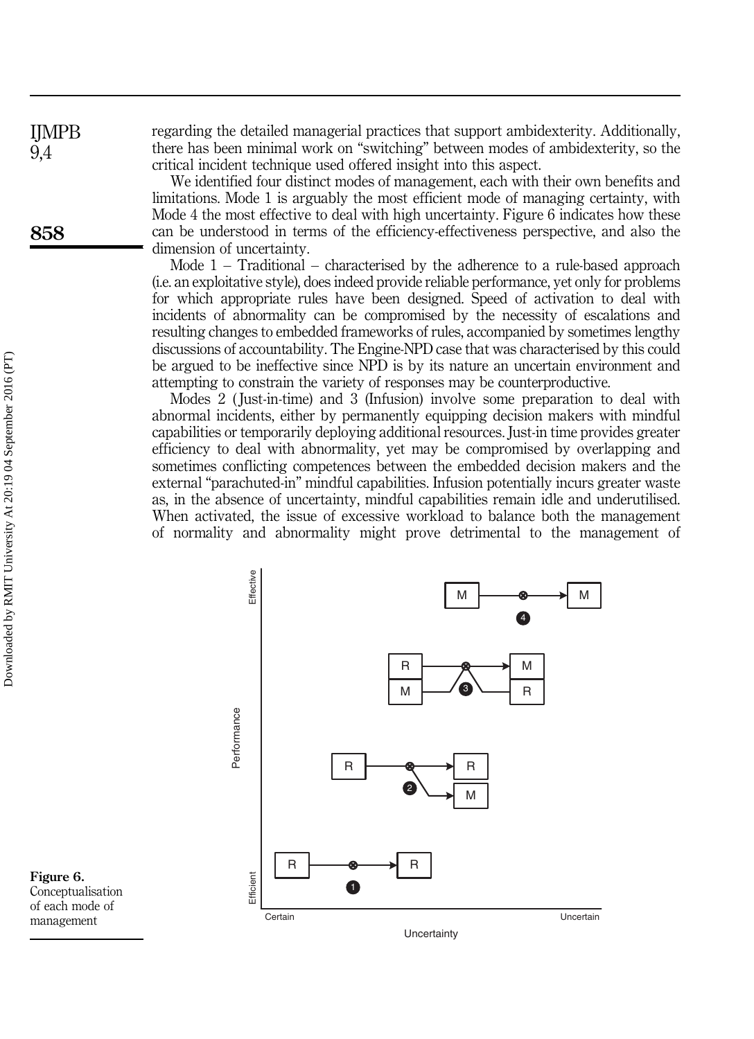regarding the detailed managerial practices that support ambidexterity. Additionally, there has been minimal work on "switching" between modes of ambidexterity, so the critical incident technique used offered insight into this aspect.

We identified four distinct modes of management, each with their own benefits and limitations. Mode 1 is arguably the most efficient mode of managing certainty, with Mode 4 the most effective to deal with high uncertainty. Figure 6 indicates how these can be understood in terms of the efficiency-effectiveness perspective, and also the dimension of uncertainty.

Mode 1 – Traditional – characterised by the adherence to a rule-based approach (i.e. an exploitative style), does indeed provide reliable performance, yet only for problems for which appropriate rules have been designed. Speed of activation to deal with incidents of abnormality can be compromised by the necessity of escalations and resulting changes to embedded frameworks of rules, accompanied by sometimes lengthy discussions of accountability. The Engine-NPD case that was characterised by this could be argued to be ineffective since NPD is by its nature an uncertain environment and attempting to constrain the variety of responses may be counterproductive.

Modes 2 (Just-in-time) and 3 (Infusion) involve some preparation to deal with abnormal incidents, either by permanently equipping decision makers with mindful capabilities or temporarily deploying additional resources. Just-in time provides greater efficiency to deal with abnormality, yet may be compromised by overlapping and sometimes conflicting competences between the embedded decision makers and the external "parachuted-in" mindful capabilities. Infusion potentially incurs greater waste as, in the absence of uncertainty, mindful capabilities remain idle and underutilised. When activated, the issue of excessive workload to balance both the management of normality and abnormality might prove detrimental to the management of

**Figure 6.**
Conceptualisation of each mode of management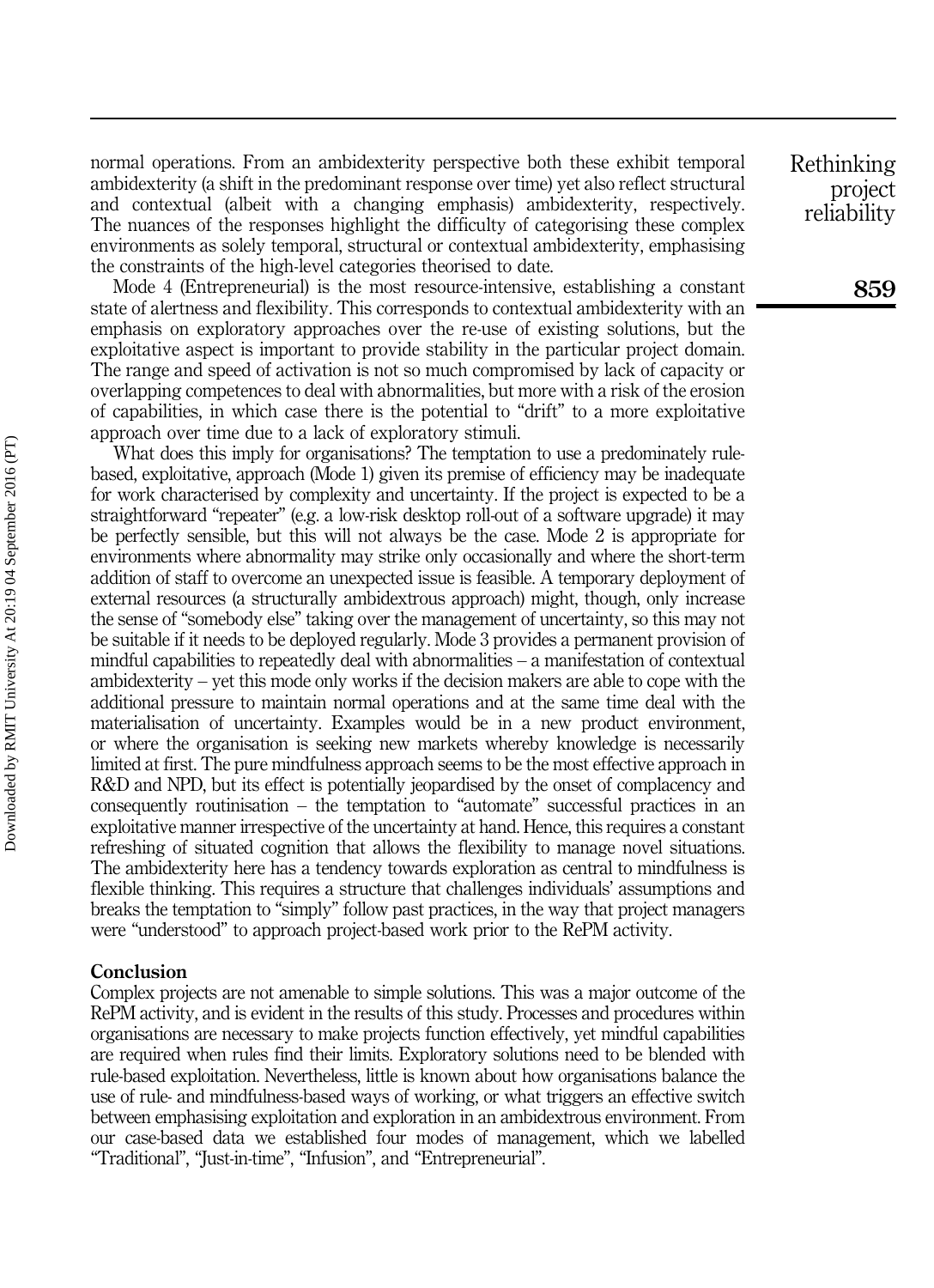normal operations. From an ambidexterity perspective both these exhibit temporal ambidexterity (a shift in the predominant response over time) yet also reflect structural and contextual (albeit with a changing emphasis) ambidexterity, respectively. The nuances of the responses highlight the difficulty of categorising these complex environments as solely temporal, structural or contextual ambidexterity, emphasising the constraints of the high-level categories theorised to date.

Mode 4 (Entrepreneurial) is the most resource-intensive, establishing a constant state of alertness and flexibility. This corresponds to contextual ambidexterity with an emphasis on exploratory approaches over the re-use of existing solutions, but the exploitative aspect is important to provide stability in the particular project domain. The range and speed of activation is not so much compromised by lack of capacity or overlapping competences to deal with abnormalities, but more with a risk of the erosion of capabilities, in which case there is the potential to "drift" to a more exploitative approach over time due to a lack of exploratory stimuli.

What does this imply for organisations? The temptation to use a predominately rule-based, exploitative, approach (Mode 1) given its premise of efficiency may be inadequate for work characterised by complexity and uncertainty. If the project is expected to be a straightforward "repeater" (e.g. a low-risk desktop roll-out of a software upgrade) it may be perfectly sensible, but this will not always be the case. Mode 2 is appropriate for environments where abnormality may strike only occasionally and where the short-term addition of staff to overcome an unexpected issue is feasible. A temporary deployment of external resources (a structurally ambidextrous approach) might, though, only increase the sense of "somebody else" taking over the management of uncertainty, so this may not be suitable if it needs to be deployed regularly. Mode 3 provides a permanent provision of mindful capabilities to repeatedly deal with abnormalities – a manifestation of contextual ambidexterity – yet this mode only works if the decision makers are able to cope with the additional pressure to maintain normal operations and at the same time deal with the materialisation of uncertainty. Examples would be in a new product environment, or where the organisation is seeking new markets whereby knowledge is necessarily limited at first. The pure mindfulness approach seems to be the most effective approach in R&D and NPD, but its effect is potentially jeopardised by the onset of complacency and consequently routinisation – the temptation to "automate" successful practices in an exploitative manner irrespective of the uncertainty at hand. Hence, this requires a constant refreshing of situated cognition that allows the flexibility to manage novel situations. The ambidexterity here has a tendency towards exploration as central to mindfulness is flexible thinking. This requires a structure that challenges individuals' assumptions and breaks the temptation to "simply" follow past practices, in the way that project managers were "understood" to approach project-based work prior to the RePM activity.

## Conclusion

Complex projects are not amenable to simple solutions. This was a major outcome of the RePM activity, and is evident in the results of this study. Processes and procedures within organisations are necessary to make projects function effectively, yet mindful capabilities are required when rules find their limits. Exploratory solutions need to be blended with rule-based exploitation. Nevertheless, little is known about how organisations balance the use of rule- and mindfulness-based ways of working, or what triggers an effective switch between emphasising exploitation and exploration in an ambidextrous environment. From our case-based data we established four modes of management, which we labelled "Traditional", "Just-in-time", "Infusion", and "Entrepreneurial".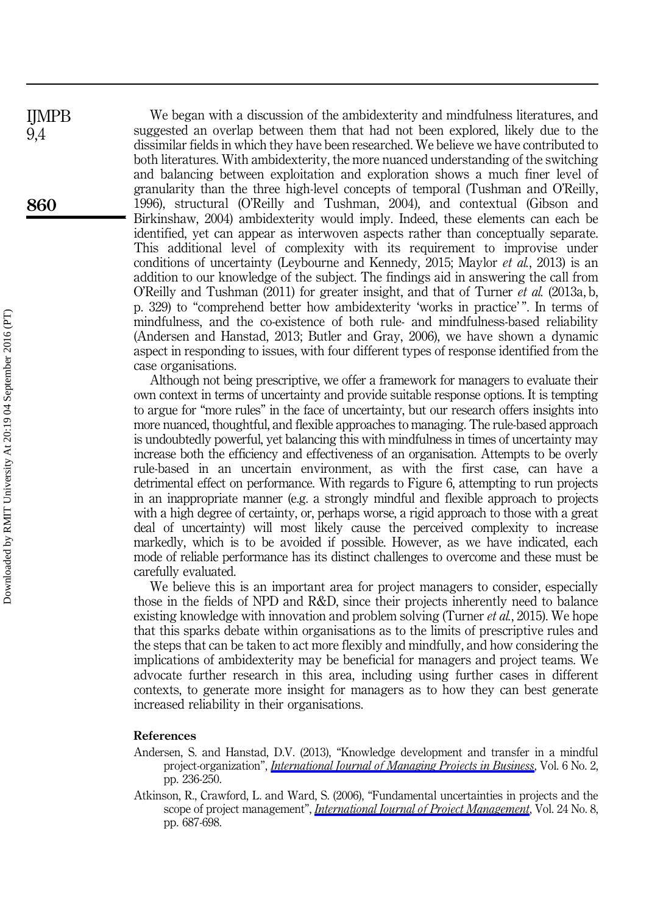We began with a discussion of the ambidexterity and mindfulness literatures, and suggested an overlap between them that had not been explored, likely due to the dissimilar fields in which they have been researched. We believe we have contributed to both literatures. With ambidexterity, the more nuanced understanding of the switching and balancing between exploitation and exploration shows a much finer level of granularity than the three high-level concepts of temporal (Tushman and O'Reilly, 1996), structural (O'Reilly and Tushman, 2004), and contextual (Gibson and Birkinshaw, 2004) ambidexterity would imply. Indeed, these elements can each be identified, yet can appear as interwoven aspects rather than conceptually separate. This additional level of complexity with its requirement to improvise under conditions of uncertainty (Leybourne and Kennedy, 2015; Maylor *et al.*, 2013) is an addition to our knowledge of the subject. The findings aid in answering the call from O'Reilly and Tushman (2011) for greater insight, and that of Turner *et al.* (2013a, b, p. 329) to "comprehend better how ambidexterity 'works in practice'". In terms of mindfulness, and the co-existence of both rule- and mindfulness-based reliability (Andersen and Hanstad, 2013; Butler and Gray, 2006), we have shown a dynamic aspect in responding to issues, with four different types of response identified from the case organisations.

Although not being prescriptive, we offer a framework for managers to evaluate their own context in terms of uncertainty and provide suitable response options. It is tempting to argue for "more rules" in the face of uncertainty, but our research offers insights into more nuanced, thoughtful, and flexible approaches to managing. The rule-based approach is undoubtedly powerful, yet balancing this with mindfulness in times of uncertainty may increase both the efficiency and effectiveness of an organisation. Attempts to be overly rule-based in an uncertain environment, as with the first case, can have a detrimental effect on performance. With regards to Figure 6, attempting to run projects in an inappropriate manner (e.g. a strongly mindful and flexible approach to projects with a high degree of certainty, or, perhaps worse, a rigid approach to those with a great deal of uncertainty) will most likely cause the perceived complexity to increase markedly, which is to be avoided if possible. However, as we have indicated, each mode of reliable performance has its distinct challenges to overcome and these must be carefully evaluated.

We believe this is an important area for project managers to consider, especially those in the fields of NPD and R&D, since their projects inherently need to balance existing knowledge with innovation and problem solving (Turner *et al.*, 2015). We hope that this sparks debate within organisations as to the limits of prescriptive rules and the steps that can be taken to act more flexibly and mindfully, and how considering the implications of ambidexterity may be beneficial for managers and project teams. We advocate further research in this area, including using further cases in different contexts, to generate more insight for managers as to how they can best generate increased reliability in their organisations.

#### References

Andersen, S. and Hanstad, D.V. (2013), "Knowledge development and transfer in a mindful project-organization", *International Journal of Managing Projects in Business*, Vol. 6 No. 2, pp. 236-250.

Atkinson, R., Crawford, L. and Ward, S. (2006), "Fundamental uncertainties in projects and the scope of project management", *International Journal of Project Management*, Vol. 24 No. 8, pp. 687-698.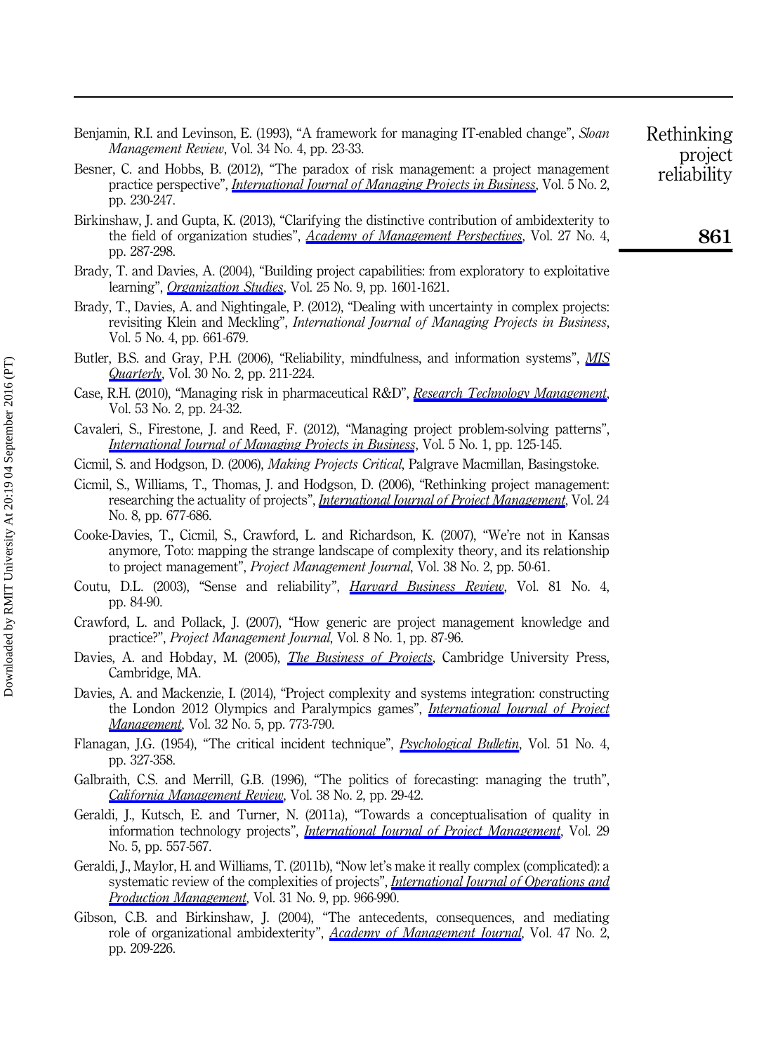Benjamin, R.I. and Levinson, E. (1993), "A framework for managing IT-enabled change", *Sloan Management Review*, Vol. 34 No. 4, pp. 23-33.

Besner, C. and Hobbs, B. (2012), "The paradox of risk management: a project management practice perspective", *International Journal of Managing Projects in Business*, Vol. 5 No. 2, pp. 230-247.

Birkinshaw, J. and Gupta, K. (2013), "Clarifying the distinctive contribution of ambidexterity to the field of organization studies", *Academy of Management Perspectives*, Vol. 27 No. 4, pp. 287-298.

Brady, T. and Davies, A. (2004), "Building project capabilities: from exploratory to exploitative learning", *Organization Studies*, Vol. 25 No. 9, pp. 1601-1621.

Brady, T., Davies, A. and Nightingale, P. (2012), "Dealing with uncertainty in complex projects: revisiting Klein and Meckling", *International Journal of Managing Projects in Business*, Vol. 5 No. 4, pp. 661-679.

Butler, B.S. and Gray, P.H. (2006), "Reliability, mindfulness, and information systems", *MIS Quarterly*, Vol. 30 No. 2, pp. 211-224.

Case, R.H. (2010), "Managing risk in pharmaceutical R&D", *Research Technology Management*, Vol. 53 No. 2, pp. 24-32.

Cavaleri, S., Firestone, J. and Reed, F. (2012), "Managing project problem-solving patterns", *International Journal of Managing Projects in Business*, Vol. 5 No. 1, pp. 125-145.

Cicmil, S. and Hodgson, D. (2006), *Making Projects Critical*, Palgrave Macmillan, Basingstoke.

Cicmil, S., Williams, T., Thomas, J. and Hodgson, D. (2006), "Rethinking project management: researching the actuality of projects", *International Journal of Project Management*, Vol. 24 No. 8, pp. 677-686.

Cooke-Davies, T., Cicmil, S., Crawford, L. and Richardson, K. (2007), "We're not in Kansas anymore, Toto: mapping the strange landscape of complexity theory, and its relationship to project management", *Project Management Journal*, Vol. 38 No. 2, pp. 50-61.

Coutu, D.L. (2003), "Sense and reliability", *Harvard Business Review*, Vol. 81 No. 4, pp. 84-90.

Crawford, L. and Pollack, J. (2007), "How generic are project management knowledge and practice?", *Project Management Journal*, Vol. 8 No. 1, pp. 87-96.

Davies, A. and Hobday, M. (2005), *The Business of Projects*, Cambridge University Press, Cambridge, MA.

Davies, A. and Mackenzie, I. (2014), "Project complexity and systems integration: constructing the London 2012 Olympics and Paralympics games", *International Journal of Project Management*, Vol. 32 No. 5, pp. 773-790.

Flanagan, J.G. (1954), "The critical incident technique", *Psychological Bulletin*, Vol. 51 No. 4, pp. 327-358.

Galbraith, C.S. and Merrill, G.B. (1996), "The politics of forecasting: managing the truth", *California Management Review*, Vol. 38 No. 2, pp. 29-42.

Geraldi, J., Kutsch, E. and Turner, N. (2011a), "Towards a conceptualisation of quality in information technology projects", *International Journal of Project Management*, Vol. 29 No. 5, pp. 557-567.

Geraldi, J., Maylor, H. and Williams, T. (2011b), "Now let's make it really complex (complicated): a systematic review of the complexities of projects", *International Journal of Operations and Production Management*, Vol. 31 No. 9, pp. 966-990.

Gibson, C.B. and Birkinshaw, J. (2004), "The antecedents, consequences, and mediating role of organizational ambidexterity", *Academy of Management Journal*, Vol. 47 No. 2, pp. 209-226.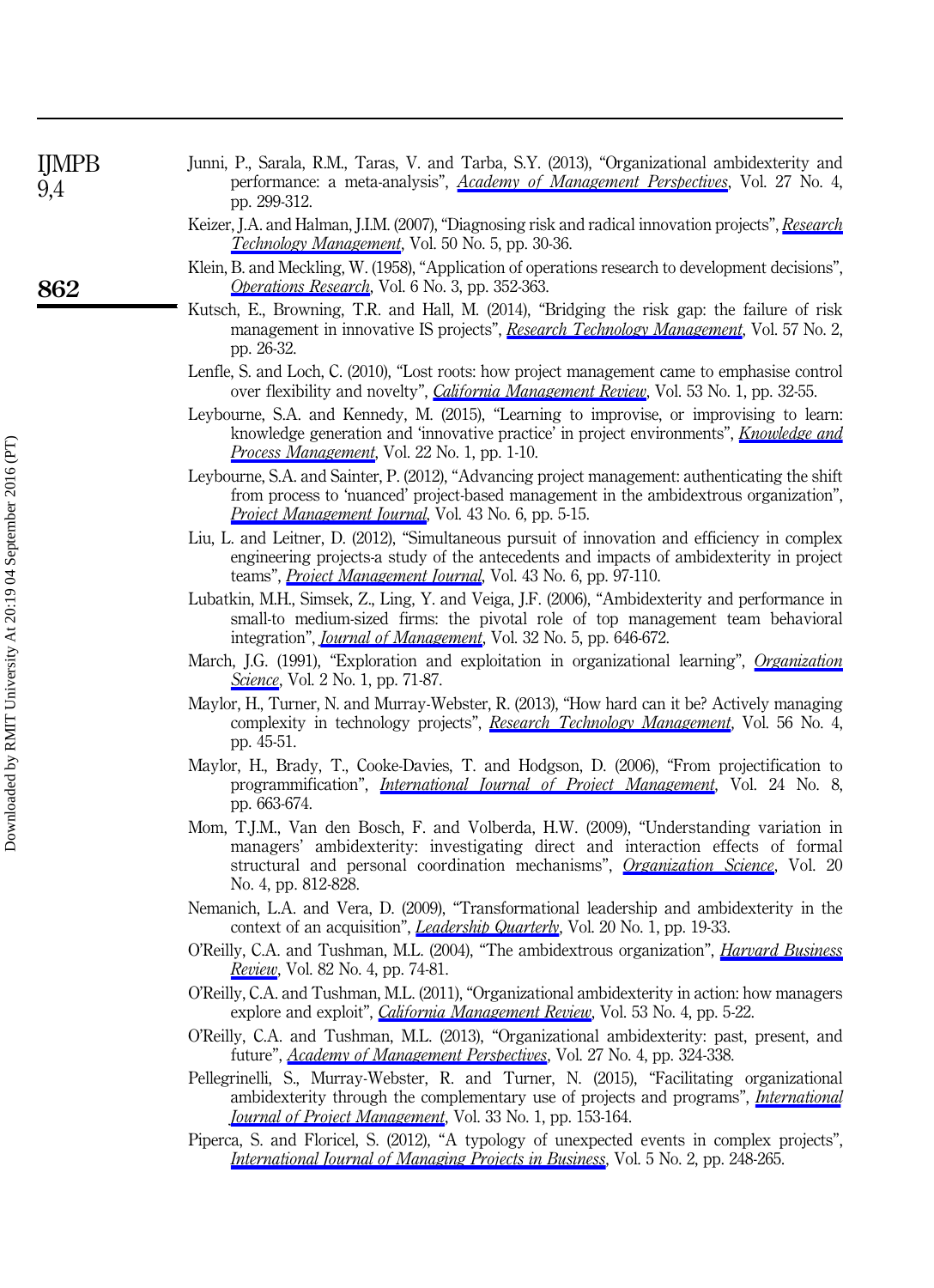Junni, P., Sarala, R.M., Taras, V. and Tarba, S.Y. (2013), "Organizational ambidexterity and performance: a meta-analysis", *Academy of Management Perspectives*, Vol. 27 No. 4, pp. 299-312.

Keizer, J.A. and Halman, J.I.M. (2007), "Diagnosing risk and radical innovation projects", *Research Technology Management*, Vol. 50 No. 5, pp. 30-36.

Klein, B. and Meckling, W. (1958), "Application of operations research to development decisions", *Operations Research*, Vol. 6 No. 3, pp. 352-363.

Kutsch, E., Browning, T.R. and Hall, M. (2014), "Bridging the risk gap: the failure of risk management in innovative IS projects", *Research Technology Management*, Vol. 57 No. 2, pp. 26-32.

Lenfle, S. and Loch, C. (2010), "Lost roots: how project management came to emphasise control over flexibility and novelty", *California Management Review*, Vol. 53 No. 1, pp. 32-55.

Leybourne, S.A. and Kennedy, M. (2015), "Learning to improvise, or improvising to learn: knowledge generation and 'innovative practice' in project environments", *Knowledge and Process Management*, Vol. 22 No. 1, pp. 1-10.

Leybourne, S.A. and Sainter, P. (2012), "Advancing project management: authenticating the shift from process to 'nuanced' project-based management in the ambidextrous organization", *Project Management Journal*, Vol. 43 No. 6, pp. 5-15.

Liu, L. and Leitner, D. (2012), "Simultaneous pursuit of innovation and efficiency in complex engineering projects-a study of the antecedents and impacts of ambidexterity in project teams", *Project Management Journal*, Vol. 43 No. 6, pp. 97-110.

Lubatkin, M.H., Simsek, Z., Ling, Y. and Veiga, J.F. (2006), "Ambidexterity and performance in small-to medium-sized firms: the pivotal role of top management team behavioral integration", *Journal of Management*, Vol. 32 No. 5, pp. 646-672.

March, J.G. (1991), "Exploration and exploitation in organizational learning", *Organization Science*, Vol. 2 No. 1, pp. 71-87.

Maylor, H., Turner, N. and Murray-Webster, R. (2013), "How hard can it be? Actively managing complexity in technology projects", *Research Technology Management*, Vol. 56 No. 4, pp. 45-51.

Maylor, H., Brady, T., Cooke-Davies, T. and Hodgson, D. (2006), "From projectification to programmification", *International Journal of Project Management*, Vol. 24 No. 8, pp. 663-674.

Mom, T.J.M., Van den Bosch, F. and Volberda, H.W. (2009), "Understanding variation in managers' ambidexterity: investigating direct and interaction effects of formal structural and personal coordination mechanisms", *Organization Science*, Vol. 20 No. 4, pp. 812-828.

Nemanich, L.A. and Vera, D. (2009), "Transformational leadership and ambidexterity in the context of an acquisition", *Leadership Quarterly*, Vol. 20 No. 1, pp. 19-33.

O'Reilly, C.A. and Tushman, M.L. (2004), "The ambidextrous organization", *Harvard Business Review*, Vol. 82 No. 4, pp. 74-81.

O'Reilly, C.A. and Tushman, M.L. (2011), "Organizational ambidexterity in action: how managers explore and exploit", *California Management Review*, Vol. 53 No. 4, pp. 5-22.

O'Reilly, C.A. and Tushman, M.L. (2013), "Organizational ambidexterity: past, present, and future", *Academy of Management Perspectives*, Vol. 27 No. 4, pp. 324-338.

Pellegrinelli, S., Murray-Webster, R. and Turner, N. (2015), "Facilitating organizational ambidexterity through the complementary use of projects and programs", *International Journal of Project Management*, Vol. 33 No. 1, pp. 153-164.

Piperca, S. and Floricel, S. (2012), "A typology of unexpected events in complex projects", *International Journal of Managing Projects in Business*, Vol. 5 No. 2, pp. 248-265.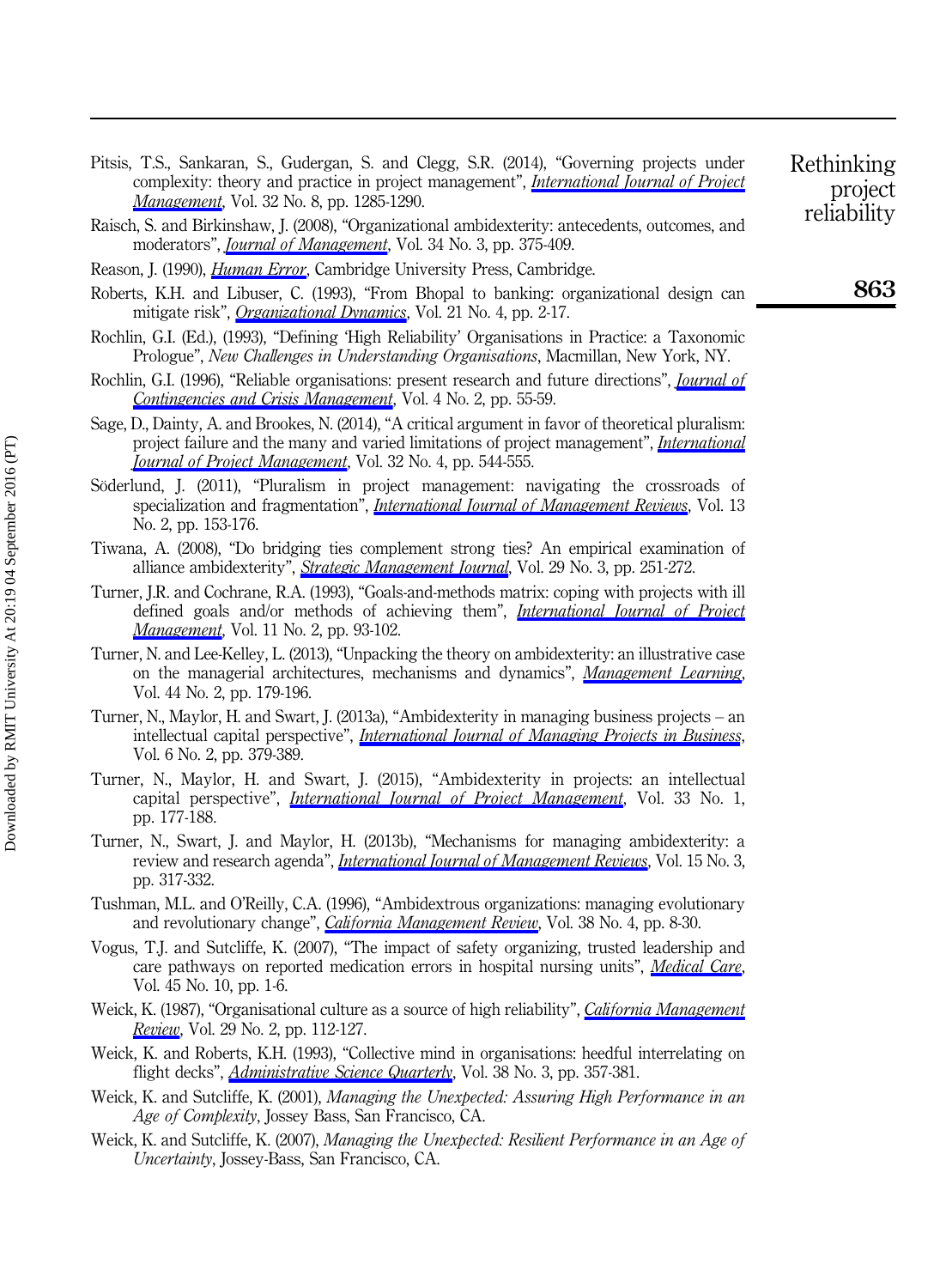Pitsis, T.S., Sankaran, S., Gudergan, S. and Clegg, S.R. (2014), "Governing projects under complexity: theory and practice in project management", *International Journal of Project Management*, Vol. 32 No. 8, pp. 1285-1290.

Raisch, S. and Birkinshaw, J. (2008), "Organizational ambidexterity: antecedents, outcomes, and moderators", *Journal of Management*, Vol. 34 No. 3, pp. 375-409.

Reason, J. (1990), *Human Error*, Cambridge University Press, Cambridge.

Roberts, K.H. and Libuser, C. (1993), "From Bhopal to banking: organizational design can mitigate risk", *Organizational Dynamics*, Vol. 21 No. 4, pp. 2-17.

Rochlin, G.I. (Ed.), (1993), "Defining 'High Reliability' Organisations in Practice: a Taxonomic Prologue", *New Challenges in Understanding Organisations*, Macmillan, New York, NY.

Rochlin, G.I. (1996), "Reliable organisations: present research and future directions", *Journal of Contingencies and Crisis Management*, Vol. 4 No. 2, pp. 55-59.

Sage, D., Dainty, A. and Brookes, N. (2014), "A critical argument in favor of theoretical pluralism: project failure and the many and varied limitations of project management", *International Journal of Project Management*, Vol. 32 No. 4, pp. 544-555.

Söderlund, J. (2011), "Pluralism in project management: navigating the crossroads of specialization and fragmentation", *International Journal of Management Reviews*, Vol. 13 No. 2, pp. 153-176.

Tiwana, A. (2008), "Do bridging ties complement strong ties? An empirical examination of alliance ambidexterity", *Strategic Management Journal*, Vol. 29 No. 3, pp. 251-272.

Turner, J.R. and Cochrane, R.A. (1993), "Goals-and-methods matrix: coping with projects with ill defined goals and/or methods of achieving them", *International Journal of Project Management*, Vol. 11 No. 2, pp. 93-102.

Turner, N. and Lee-Kelley, L. (2013), "Unpacking the theory on ambidexterity: an illustrative case on the managerial architectures, mechanisms and dynamics", *Management Learning*, Vol. 44 No. 2, pp. 179-196.

Turner, N., Maylor, H. and Swart, J. (2013a), "Ambidexterity in managing business projects – an intellectual capital perspective", *International Journal of Managing Projects in Business*, Vol. 6 No. 2, pp. 379-389.

Turner, N., Maylor, H. and Swart, J. (2015), "Ambidexterity in projects: an intellectual capital perspective", *International Journal of Project Management*, Vol. 33 No. 1, pp. 177-188.

Turner, N., Swart, J. and Maylor, H. (2013b), "Mechanisms for managing ambidexterity: a review and research agenda", *International Journal of Management Reviews*, Vol. 15 No. 3, pp. 317-332.

Tushman, M.L. and O'Reilly, C.A. (1996), "Ambidextrous organizations: managing evolutionary and revolutionary change", *California Management Review*, Vol. 38 No. 4, pp. 8-30.

Vogus, T.J. and Sutcliffe, K. (2007), "The impact of safety organizing, trusted leadership and care pathways on reported medication errors in hospital nursing units", *Medical Care*, Vol. 45 No. 10, pp. 1-6.

Weick, K. (1987), "Organisational culture as a source of high reliability", *California Management Review*, Vol. 29 No. 2, pp. 112-127.

Weick, K. and Roberts, K.H. (1993), "Collective mind in organisations: heedful interrelating on flight decks", *Administrative Science Quarterly*, Vol. 38 No. 3, pp. 357-381.

Weick, K. and Sutcliffe, K. (2001), *Managing the Unexpected: Assuring High Performance in an Age of Complexity*, Jossey Bass, San Francisco, CA.

Weick, K. and Sutcliffe, K. (2007), *Managing the Unexpected: Resilient Performance in an Age of Uncertainty*, Jossey-Bass, San Francisco, CA.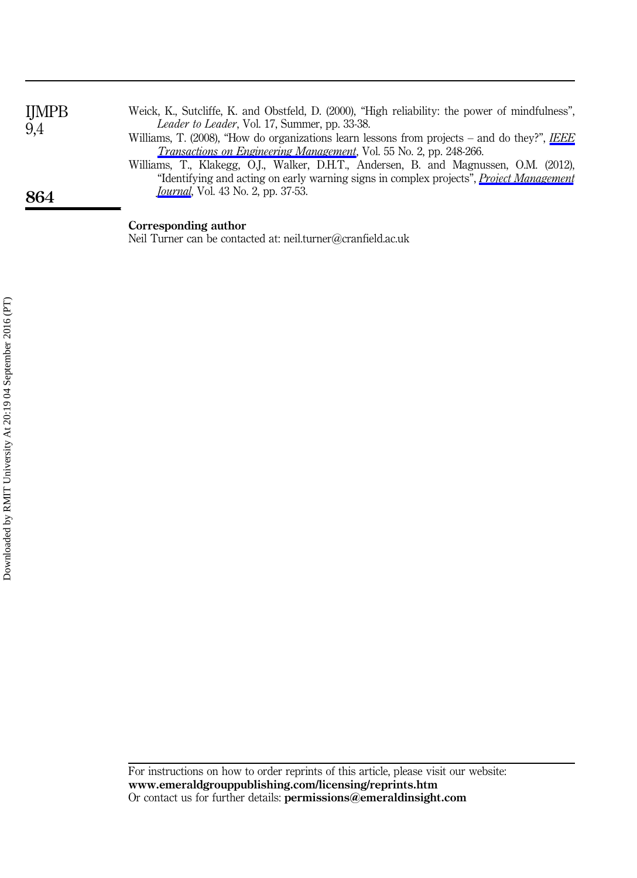Weick, K., Sutcliffe, K. and Obstfeld, D. (2000), "High reliability: the power of mindfulness", *Leader to Leader*, Vol. 17, Summer, pp. 33-38.

Williams, T. (2008), "How do organizations learn lessons from projects – and do they?", *IEEE Transactions on Engineering Management*, Vol. 55 No. 2, pp. 248-266.

Williams, T., Klakegg, O.J., Walker, D.H.T., Andersen, B. and Magnussen, O.M. (2012), "Identifying and acting on early warning signs in complex projects", *Project Management Journal*, Vol. 43 No. 2, pp. 37-53.

**Corresponding author**

Neil Turner can be contacted at: neil.turner@cranfield.ac.uk

For instructions on how to order reprints of this article, please visit our website:
**www.emeraldgrouppublishing.com/licensing/reprints.htm**
Or contact us for further details: **permissions@emeraldinsight.com**